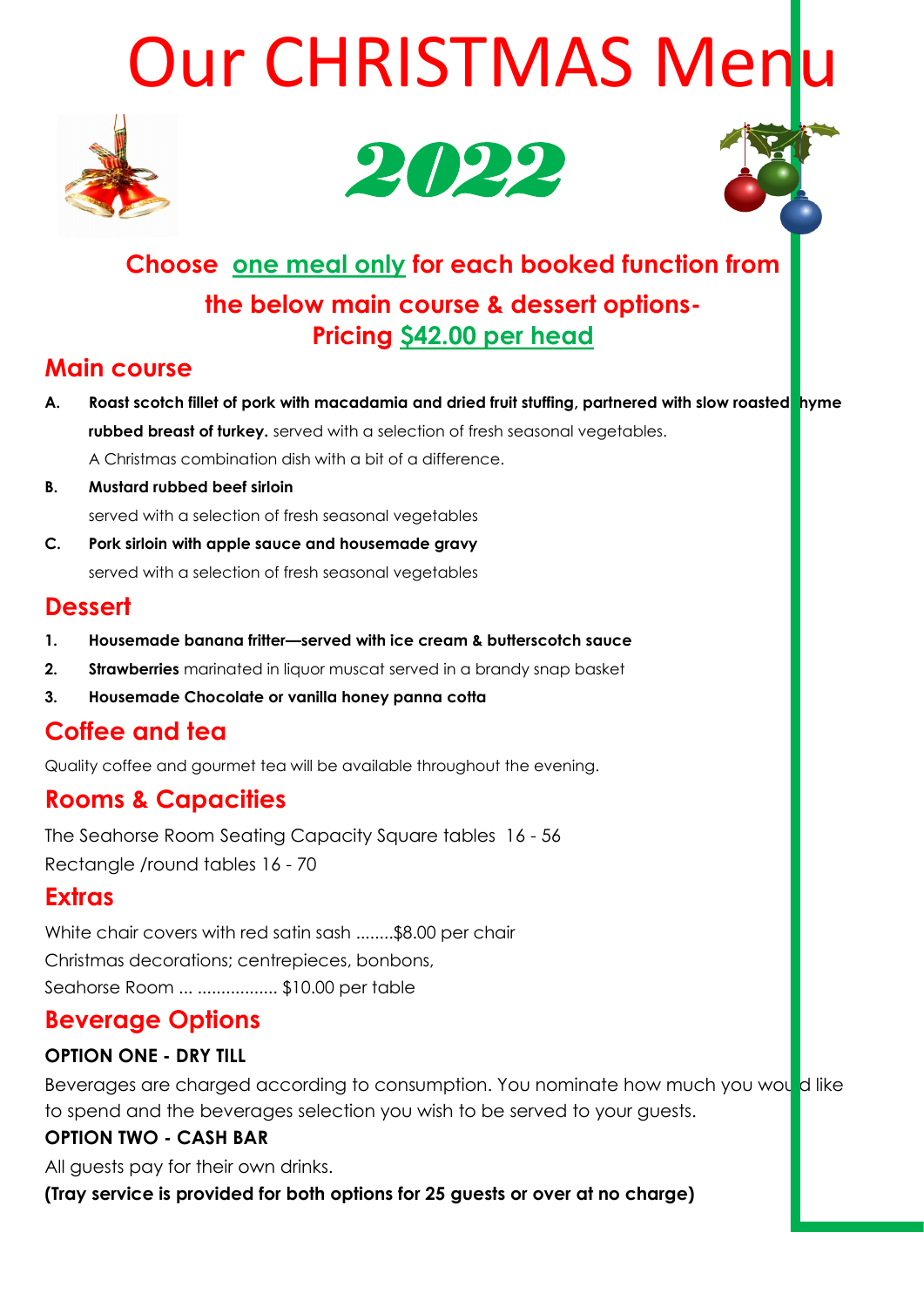# Our CHRISTMAS Menu

## 2022

**Choose one meal only for each booked function from the below main course & dessert options- Pricing $42.00 per head**

## Main course

**A.** **Roast scotch fillet of pork with macadamia and dried fruit stuffing, partnered with slow roasted thyme rubbed breast of turkey.** served with a selection of fresh seasonal vegetables.
A Christmas combination dish with a bit of a difference.

**B.** **Mustard rubbed beef sirloin**
served with a selection of fresh seasonal vegetables

**C.** **Pork sirloin with apple sauce and housemade gravy**
served with a selection of fresh seasonal vegetables

## Dessert

1. **Housemade banana fritter—served with ice cream & butterscotch sauce**
2. **Strawberries** marinated in liquor muscat served in a brandy snap basket
3. **Housemade Chocolate or vanilla honey panna cotta**

## Coffee and tea

Quality coffee and gourmet tea will be available throughout the evening.

## Rooms & Capacities

The Seahorse Room Seating Capacity Square tables 16 - 56
Rectangle /round tables 16 - 70

## Extras

White chair covers with red satin sash ........$8.00 per chair
Christmas decorations; centrepieces, bonbons,
Seahorse Room ... ................. $10.00 per table

## Beverage Options

**OPTION ONE - DRY TILL**

Beverages are charged according to consumption. You nominate how much you would like to spend and the beverages selection you wish to be served to your guests.

**OPTION TWO - CASH BAR**

All guests pay for their own drinks.

**(Tray service is provided for both options for 25 guests or over at no charge)**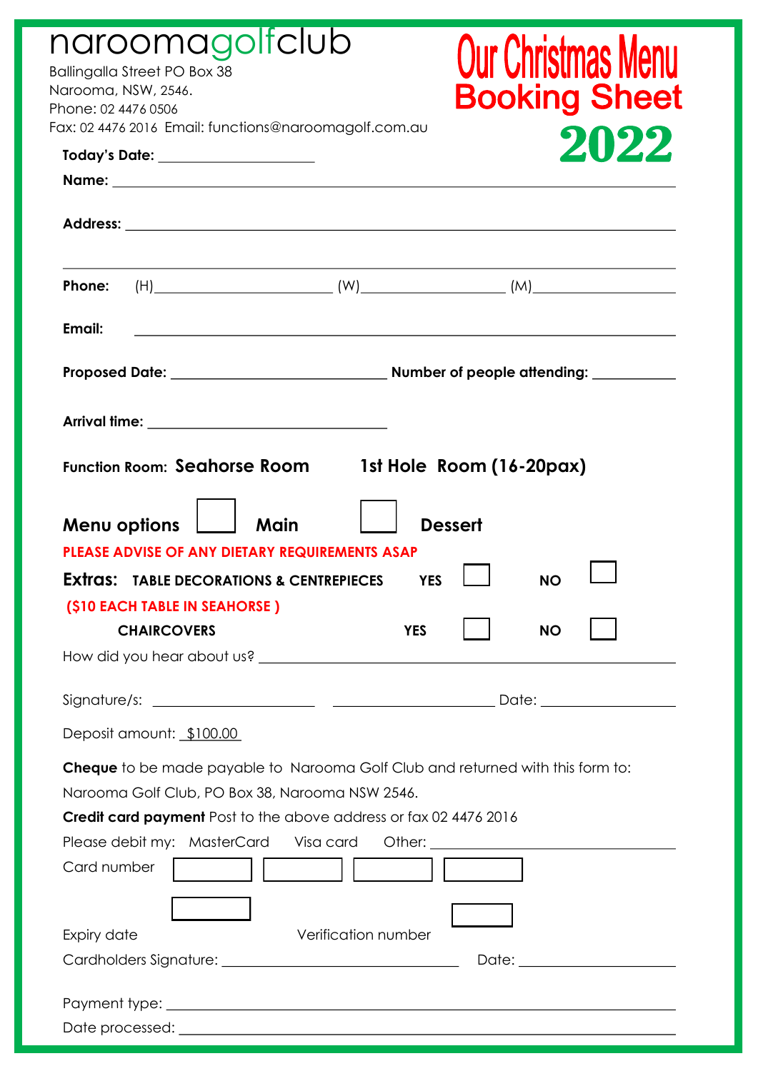# naroomagolfclub

Ballingalla Street PO Box 38
Narooma, NSW, 2546.
Phone: 02 4476 0506
Fax: 02 4476 2016 Email: functions@naroomagolf.com.au

# Our Christmas Menu
## Booking Sheet
## 2022

**Today's Date:** ____________________

**Name:** ______________________________________________________________________

**Address:** ____________________________________________________________________

______________________________________________________________________________

**Phone:** (H)______________________ (W)_________________ (M)__________________

**Email:** ______________________________________________________________________

**Proposed Date:** ___________________________ **Number of people attending:** __________

**Arrival time:** ______________________________

**Function Room:** **Seahorse Room** **1st Hole Room (16-20pax)**

**Menu options** ☐ **Main** ☐ **Dessert**

**PLEASE ADVISE OF ANY DIETARY REQUIREMENTS ASAP**

**Extras:** **TABLE DECORATIONS & CENTREPIECES** **YES** ☐ **NO** ☐

**($10 EACH TABLE IN SEAHORSE )**

**CHAIRCOVERS** **YES** ☐ **NO** ☐

How did you hear about us? _________________________________________________

Signature/s: ____________________ ____________________ Date: _________________

Deposit amount: $100.00

**Cheque** to be made payable to Narooma Golf Club and returned with this form to:
Narooma Golf Club, PO Box 38, Narooma NSW 2546.

**Credit card payment** Post to the above address or fax 02 4476 2016

Please debit my: MasterCard Visa card Other: ______________________________

Card number ☐ ☐ ☐ ☐

Expiry date ☐ Verification number ☐

Cardholders Signature: ______________________________ Date: __________________

Payment type: ___________________________________________________________

Date processed: _________________________________________________________